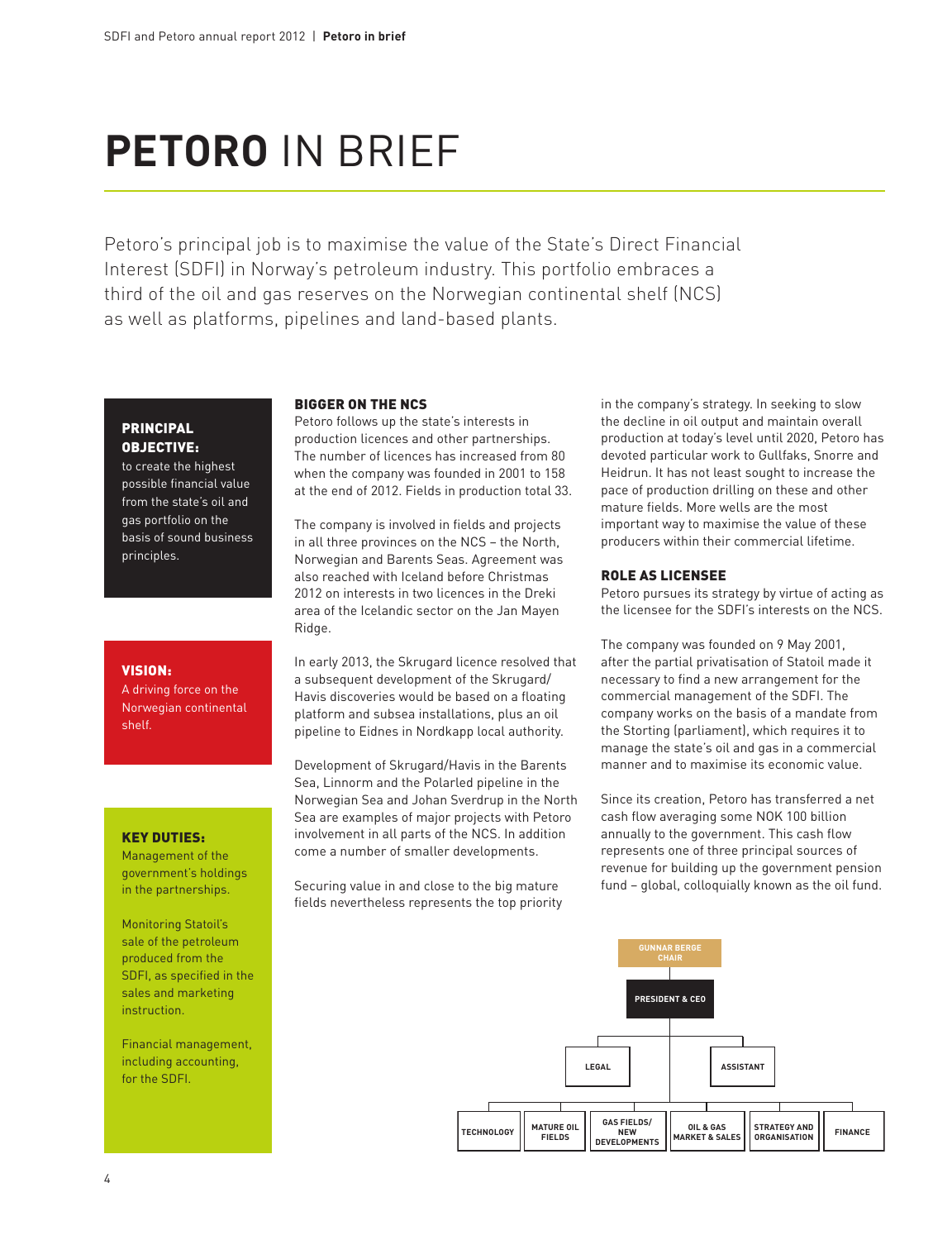# PETORO IN BRIEF

Petoro's principal job is to maximise the value of the State's Direct Financial Interest (SDFI) in Norway's petroleum industry. This portfolio embraces a third of the oil and gas reserves on the Norwegian continental shelf (NCS) as well as platforms, pipelines and land-based plants.

**PRINCIPAL OBJECTIVE:**
to create the highest possible financial value from the state's oil and gas portfolio on the basis of sound business principles.

**VISION:**
A driving force on the Norwegian continental shelf.

**KEY DUTIES:**
Management of the government's holdings in the partnerships.

Monitoring Statoil's sale of the petroleum produced from the SDFI, as specified in the sales and marketing instruction.

Financial management, including accounting, for the SDFI.

### BIGGER ON THE NCS

Petoro follows up the state's interests in production licences and other partnerships. The number of licences has increased from 80 when the company was founded in 2001 to 158 at the end of 2012. Fields in production total 33.

The company is involved in fields and projects in all three provinces on the NCS – the North, Norwegian and Barents Seas. Agreement was also reached with Iceland before Christmas 2012 on interests in two licences in the Dreki area of the Icelandic sector on the Jan Mayen Ridge.

In early 2013, the Skrugard licence resolved that a subsequent development of the Skrugard/Havis discoveries would be based on a floating platform and subsea installations, plus an oil pipeline to Eidnes in Nordkapp local authority.

Development of Skrugard/Havis in the Barents Sea, Linnorm and the Polarled pipeline in the Norwegian Sea and Johan Sverdrup in the North Sea are examples of major projects with Petoro involvement in all parts of the NCS. In addition come a number of smaller developments.

Securing value in and close to the big mature fields nevertheless represents the top priority in the company's strategy. In seeking to slow the decline in oil output and maintain overall production at today's level until 2020, Petoro has devoted particular work to Gullfaks, Snorre and Heidrun. It has not least sought to increase the pace of production drilling on these and other mature fields. More wells are the most important way to maximise the value of these producers within their commercial lifetime.

### ROLE AS LICENSEE

Petoro pursues its strategy by virtue of acting as the licensee for the SDFI's interests on the NCS.

The company was founded on 9 May 2001, after the partial privatisation of Statoil made it necessary to find a new arrangement for the commercial management of the SDFI. The company works on the basis of a mandate from the Storting (parliament), which requires it to manage the state's oil and gas in a commercial manner and to maximise its economic value.

Since its creation, Petoro has transferred a net cash flow averaging some NOK 100 billion annually to the government. This cash flow represents one of three principal sources of revenue for building up the government pension fund – global, colloquially known as the oil fund.

- GUNNAR BERGE CHAIR
  - PRESIDENT & CEO
    - LEGAL
    - ASSISTANT
    - TECHNOLOGY
    - MATURE OIL FIELDS
    - GAS FIELDS/ NEW DEVELOPMENTS
    - OIL & GAS MARKET & SALES
    - STRATEGY AND ORGANISATION
    - FINANCE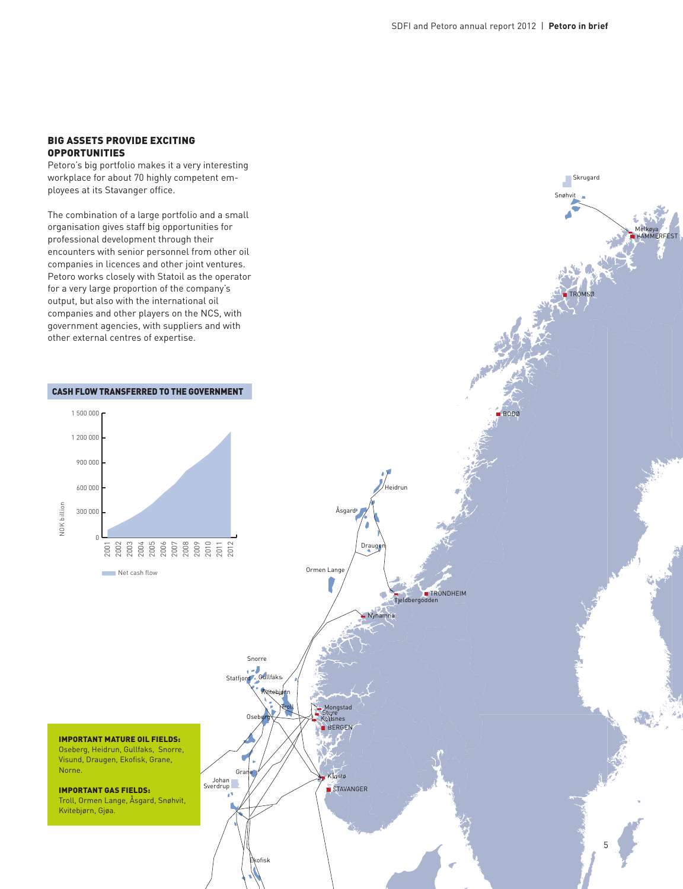## BIG ASSETS PROVIDE EXCITING OPPORTUNITIES

Petoro's big portfolio makes it a very interesting workplace for about 70 highly competent employees at its Stavanger office.

The combination of a large portfolio and a small organisation gives staff big opportunities for professional development through their encounters with senior personnel from other oil companies in licences and other joint ventures. Petoro works closely with Statoil as the operator for a very large proportion of the company's output, but also with the international oil companies and other players on the NCS, with government agencies, with suppliers and with other external centres of expertise.

### CASH FLOW TRANSFERRED TO THE GOVERNMENT

NOK billion

1 500 000
1 200 000
900 000
600 000
300 000
0

2001 2002 2003 2004 2005 2006 2007 2008 2009 2010 2011 2012

Net cash flow

Skrugard
Snøhvit
Melkøya
HAMMERFEST
TROMSØ
BODØ
Heidrun
Åsgard
Draugen
Ormen Lange
TRONDHEIM
Tjeldbergodden
Nyhamna
Snorre
Statfjord
Gullfaks
Kvitebjørn
Troll
Oseberg
Mongstad
Sture
Kollsnes
BERGEN
Grane
Johan Sverdrup
Kårstø
STAVANGER
Ekofisk

**IMPORTANT MATURE OIL FIELDS:**
Oseberg, Heidrun, Gullfaks, Snorre, Visund, Draugen, Ekofisk, Grane, Norne.

**IMPORTANT GAS FIELDS:**
Troll, Ormen Lange, Åsgard, Snøhvit, Kvitebjørn, Gjøa.